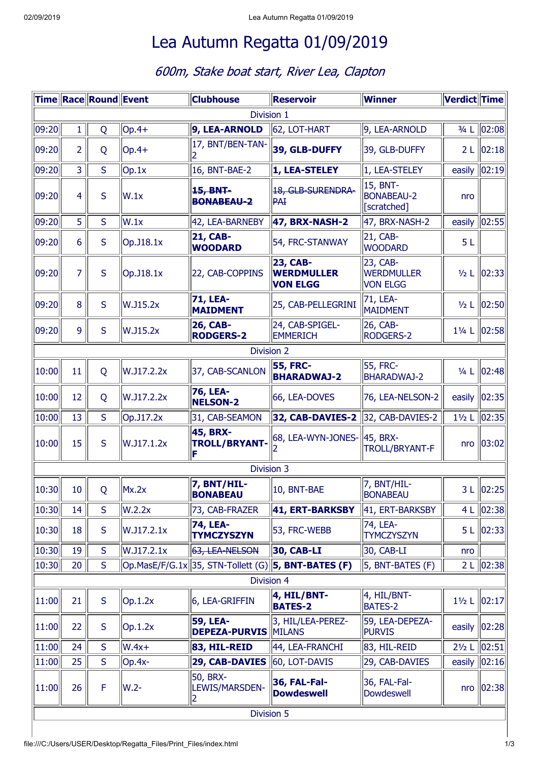# Lea Autumn Regatta 01/09/2019

*600m, Stake boat start, River Lea, Clapton*

| Time | Race | Round | Event | Clubhouse | Reservoir | Winner | Verdict | Time |
|---|---|---|---|---|---|---|---|---|
| Division 1 | | | | | | | | |
| 09:20 | 1 | Q | Op.4+ | **9, LEA-ARNOLD** | 62, LOT-HART | 9, LEA-ARNOLD | ¾ L | 02:08 |
| 09:20 | 2 | Q | Op.4+ | 17, BNT/BEN-TAN-2 | **39, GLB-DUFFY** | 39, GLB-DUFFY | 2 L | 02:18 |
| 09:20 | 3 | S | Op.1x | 16, BNT-BAE-2 | **1, LEA-STELEY** | 1, LEA-STELEY | easily | 02:19 |
| 09:20 | 4 | S | W.1x | ~~**15, BNT-BONABEAU-2**~~ | ~~18, GLB-SURENDRA-PAI~~ | 15, BNT-BONABEAU-2 [scratched] | nro | |
| 09:20 | 5 | S | W.1x | 42, LEA-BARNEBY | **47, BRX-NASH-2** | 47, BRX-NASH-2 | easily | 02:55 |
| 09:20 | 6 | S | Op.J18.1x | **21, CAB-WOODARD** | 54, FRC-STANWAY | 21, CAB-WOODARD | 5 L | |
| 09:20 | 7 | S | Op.J18.1x | 22, CAB-COPPINS | **23, CAB-WERDMULLER VON ELGG** | 23, CAB-WERDMULLER VON ELGG | ½ L | 02:33 |
| 09:20 | 8 | S | W.J15.2x | **71, LEA-MAIDMENT** | 25, CAB-PELLEGRINI | 71, LEA-MAIDMENT | ½ L | 02:50 |
| 09:20 | 9 | S | W.J15.2x | **26, CAB-RODGERS-2** | 24, CAB-SPIGEL-EMMERICH | 26, CAB-RODGERS-2 | 1¼ L | 02:58 |
| Division 2 | | | | | | | | |
| 10:00 | 11 | Q | W.J17.2.2x | 37, CAB-SCANLON | **55, FRC-BHARADWAJ-2** | 55, FRC-BHARADWAJ-2 | ¼ L | 02:48 |
| 10:00 | 12 | Q | W.J17.2.2x | **76, LEA-NELSON-2** | 66, LEA-DOVES | 76, LEA-NELSON-2 | easily | 02:35 |
| 10:00 | 13 | S | Op.J17.2x | 31, CAB-SEAMON | **32, CAB-DAVIES-2** | 32, CAB-DAVIES-2 | 1½ L | 02:35 |
| 10:00 | 15 | S | W.J17.1.2x | **45, BRX-TROLL/BRYANT-F** | 68, LEA-WYN-JONES-2 | 45, BRX-TROLL/BRYANT-F | nro | 03:02 |
| Division 3 | | | | | | | | |
| 10:30 | 10 | Q | Mx.2x | **7, BNT/HIL-BONABEAU** | 10, BNT-BAE | 7, BNT/HIL-BONABEAU | 3 L | 02:25 |
| 10:30 | 14 | S | W.2.2x | 73, CAB-FRAZER | **41, ERT-BARKSBY** | 41, ERT-BARKSBY | 4 L | 02:38 |
| 10:30 | 18 | S | W.J17.2.1x | **74, LEA-TYMCZYSZYN** | 53, FRC-WEBB | 74, LEA-TYMCZYSZYN | 5 L | 02:33 |
| 10:30 | 19 | S | W.J17.2.1x | ~~63, LEA-NELSON~~ | **30, CAB-LI** | 30, CAB-LI | nro | |
| 10:30 | 20 | S | Op.MasE/F/G.1x | 35, STN-Tollett (G) | **5, BNT-BATES (F)** | 5, BNT-BATES (F) | 2 L | 02:38 |
| Division 4 | | | | | | | | |
| 11:00 | 21 | S | Op.1.2x | 6, LEA-GRIFFIN | **4, HIL/BNT-BATES-2** | 4, HIL/BNT-BATES-2 | 1½ L | 02:17 |
| 11:00 | 22 | S | Op.1.2x | **59, LEA-DEPEZA-PURVIS** | 3, HIL/LEA-PEREZ-MILANS | 59, LEA-DEPEZA-PURVIS | easily | 02:28 |
| 11:00 | 24 | S | W.4x+ | **83, HIL-REID** | 44, LEA-FRANCHI | 83, HIL-REID | 2½ L | 02:51 |
| 11:00 | 25 | S | Op.4x- | **29, CAB-DAVIES** | 60, LOT-DAVIS | 29, CAB-DAVIES | easily | 02:16 |
| 11:00 | 26 | F | W.2- | 50, BRX-LEWIS/MARSDEN-2 | **36, FAL-Fal-Dowdeswell** | 36, FAL-Fal-Dowdeswell | nro | 02:38 |
| Division 5 | | | | | | | | |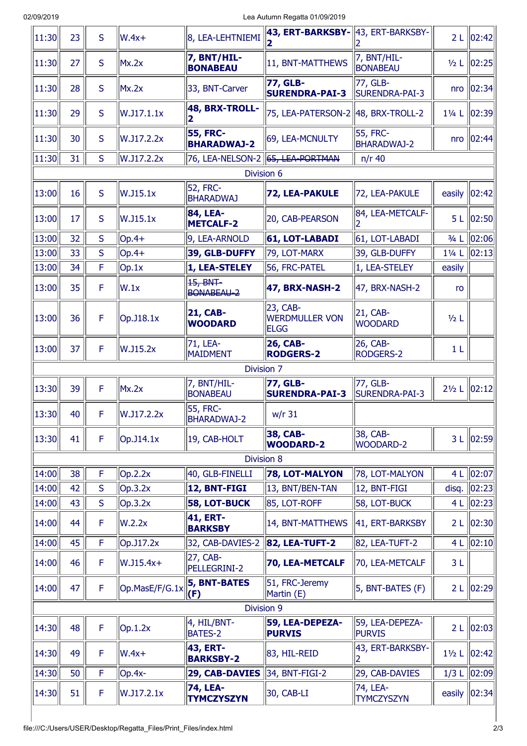| | | | | | | | | |
|---|---|---|---|---|---|---|---|---|
| 11:30 | 23 | S | W.4x+ | 8, LEA-LEHTNIEMI | **43, ERT-BARKSBY-2** | 43, ERT-BARKSBY-2 | 2 L | 02:42 |
| 11:30 | 27 | S | Mx.2x | **7, BNT/HIL-BONABEAU** | 11, BNT-MATTHEWS | 7, BNT/HIL-BONABEAU | ½ L | 02:25 |
| 11:30 | 28 | S | Mx.2x | 33, BNT-Carver | **77, GLB-SURENDRA-PAI-3** | 77, GLB-SURENDRA-PAI-3 | nro | 02:34 |
| 11:30 | 29 | S | W.J17.1.1x | **48, BRX-TROLL-2** | 75, LEA-PATERSON-2 | 48, BRX-TROLL-2 | 1¼ L | 02:39 |
| 11:30 | 30 | S | W.J17.2.2x | **55, FRC-BHARADWAJ-2** | 69, LEA-MCNULTY | 55, FRC-BHARADWAJ-2 | nro | 02:44 |
| 11:30 | 31 | S | W.J17.2.2x | 76, LEA-NELSON-2 | ~~65, LEA-PORTMAN~~ | n/r 40 | | |
| Division 6 | | | | | | | | |
| 13:00 | 16 | S | W.J15.1x | 52, FRC-BHARADWAJ | **72, LEA-PAKULE** | 72, LEA-PAKULE | easily | 02:42 |
| 13:00 | 17 | S | W.J15.1x | **84, LEA-METCALF-2** | 20, CAB-PEARSON | 84, LEA-METCALF-2 | 5 L | 02:50 |
| 13:00 | 32 | S | Op.4+ | 9, LEA-ARNOLD | **61, LOT-LABADI** | 61, LOT-LABADI | ¾ L | 02:06 |
| 13:00 | 33 | S | Op.4+ | **39, GLB-DUFFY** | 79, LOT-MARX | 39, GLB-DUFFY | 1¼ L | 02:13 |
| 13:00 | 34 | F | Op.1x | **1, LEA-STELEY** | 56, FRC-PATEL | 1, LEA-STELEY | easily | |
| 13:00 | 35 | F | W.1x | ~~15, BNT-BONABEAU-2~~ | **47, BRX-NASH-2** | 47, BRX-NASH-2 | ro | |
| 13:00 | 36 | F | Op.J18.1x | **21, CAB-WOODARD** | 23, CAB-WERDMULLER VON ELGG | 21, CAB-WOODARD | ½ L | |
| 13:00 | 37 | F | W.J15.2x | 71, LEA-MAIDMENT | **26, CAB-RODGERS-2** | 26, CAB-RODGERS-2 | 1 L | |
| Division 7 | | | | | | | | |
| 13:30 | 39 | F | Mx.2x | 7, BNT/HIL-BONABEAU | **77, GLB-SURENDRA-PAI-3** | 77, GLB-SURENDRA-PAI-3 | 2½ L | 02:12 |
| 13:30 | 40 | F | W.J17.2.2x | 55, FRC-BHARADWAJ-2 | w/r 31 | | | |
| 13:30 | 41 | F | Op.J14.1x | 19, CAB-HOLT | **38, CAB-WOODARD-2** | 38, CAB-WOODARD-2 | 3 L | 02:59 |
| Division 8 | | | | | | | | |
| 14:00 | 38 | F | Op.2.2x | 40, GLB-FINELLI | **78, LOT-MALYON** | 78, LOT-MALYON | 4 L | 02:07 |
| 14:00 | 42 | S | Op.3.2x | **12, BNT-FIGI** | 13, BNT/BEN-TAN | 12, BNT-FIGI | disq. | 02:23 |
| 14:00 | 43 | S | Op.3.2x | **58, LOT-BUCK** | 85, LOT-ROFF | 58, LOT-BUCK | 4 L | 02:23 |
| 14:00 | 44 | F | W.2.2x | **41, ERT-BARKSBY** | 14, BNT-MATTHEWS | 41, ERT-BARKSBY | 2 L | 02:30 |
| 14:00 | 45 | F | Op.J17.2x | 32, CAB-DAVIES-2 | **82, LEA-TUFT-2** | 82, LEA-TUFT-2 | 4 L | 02:10 |
| 14:00 | 46 | F | W.J15.4x+ | 27, CAB-PELLEGRINI-2 | **70, LEA-METCALF** | 70, LEA-METCALF | 3 L | |
| 14:00 | 47 | F | Op.MasE/F/G.1x | **5, BNT-BATES (F)** | 51, FRC-Jeremy Martin (E) | 5, BNT-BATES (F) | 2 L | 02:29 |
| Division 9 | | | | | | | | |
| 14:30 | 48 | F | Op.1.2x | 4, HIL/BNT-BATES-2 | **59, LEA-DEPEZA-PURVIS** | 59, LEA-DEPEZA-PURVIS | 2 L | 02:03 |
| 14:30 | 49 | F | W.4x+ | **43, ERT-BARKSBY-2** | 83, HIL-REID | 43, ERT-BARKSBY-2 | 1½ L | 02:42 |
| 14:30 | 50 | F | Op.4x- | **29, CAB-DAVIES** | 34, BNT-FIGI-2 | 29, CAB-DAVIES | 1/3 L | 02:09 |
| 14:30 | 51 | F | W.J17.2.1x | **74, LEA-TYMCZYSZYN** | 30, CAB-LI | 74, LEA-TYMCZYSZYN | easily | 02:34 |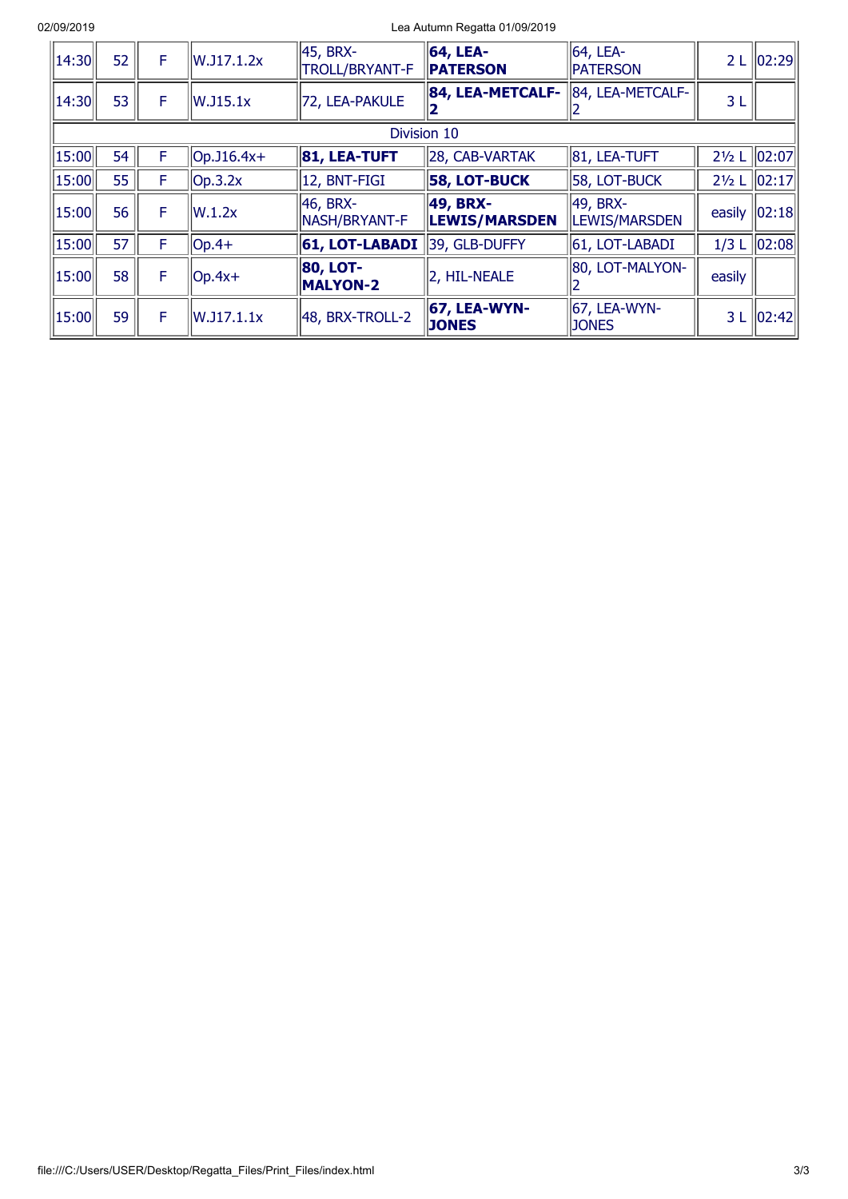| | | | | | | | | |
|---|---|---|---|---|---|---|---|---|
| 14:30 | 52 | F | W.J17.1.2x | 45, BRX-TROLL/BRYANT-F | **64, LEA-PATERSON** | 64, LEA-PATERSON | 2 L | 02:29 |
| 14:30 | 53 | F | W.J15.1x | 72, LEA-PAKULE | **84, LEA-METCALF-2** | 84, LEA-METCALF-2 | 3 L | |
| Division 10 | | | | | | | | |
| 15:00 | 54 | F | Op.J16.4x+ | **81, LEA-TUFT** | 28, CAB-VARTAK | 81, LEA-TUFT | 2½ L | 02:07 |
| 15:00 | 55 | F | Op.3.2x | 12, BNT-FIGI | **58, LOT-BUCK** | 58, LOT-BUCK | 2½ L | 02:17 |
| 15:00 | 56 | F | W.1.2x | 46, BRX-NASH/BRYANT-F | **49, BRX-LEWIS/MARSDEN** | 49, BRX-LEWIS/MARSDEN | easily | 02:18 |
| 15:00 | 57 | F | Op.4+ | **61, LOT-LABADI** | 39, GLB-DUFFY | 61, LOT-LABADI | 1/3 L | 02:08 |
| 15:00 | 58 | F | Op.4x+ | **80, LOT-MALYON-2** | 2, HIL-NEALE | 80, LOT-MALYON-2 | easily | |
| 15:00 | 59 | F | W.J17.1.1x | 48, BRX-TROLL-2 | **67, LEA-WYN-JONES** | 67, LEA-WYN-JONES | 3 L | 02:42 |